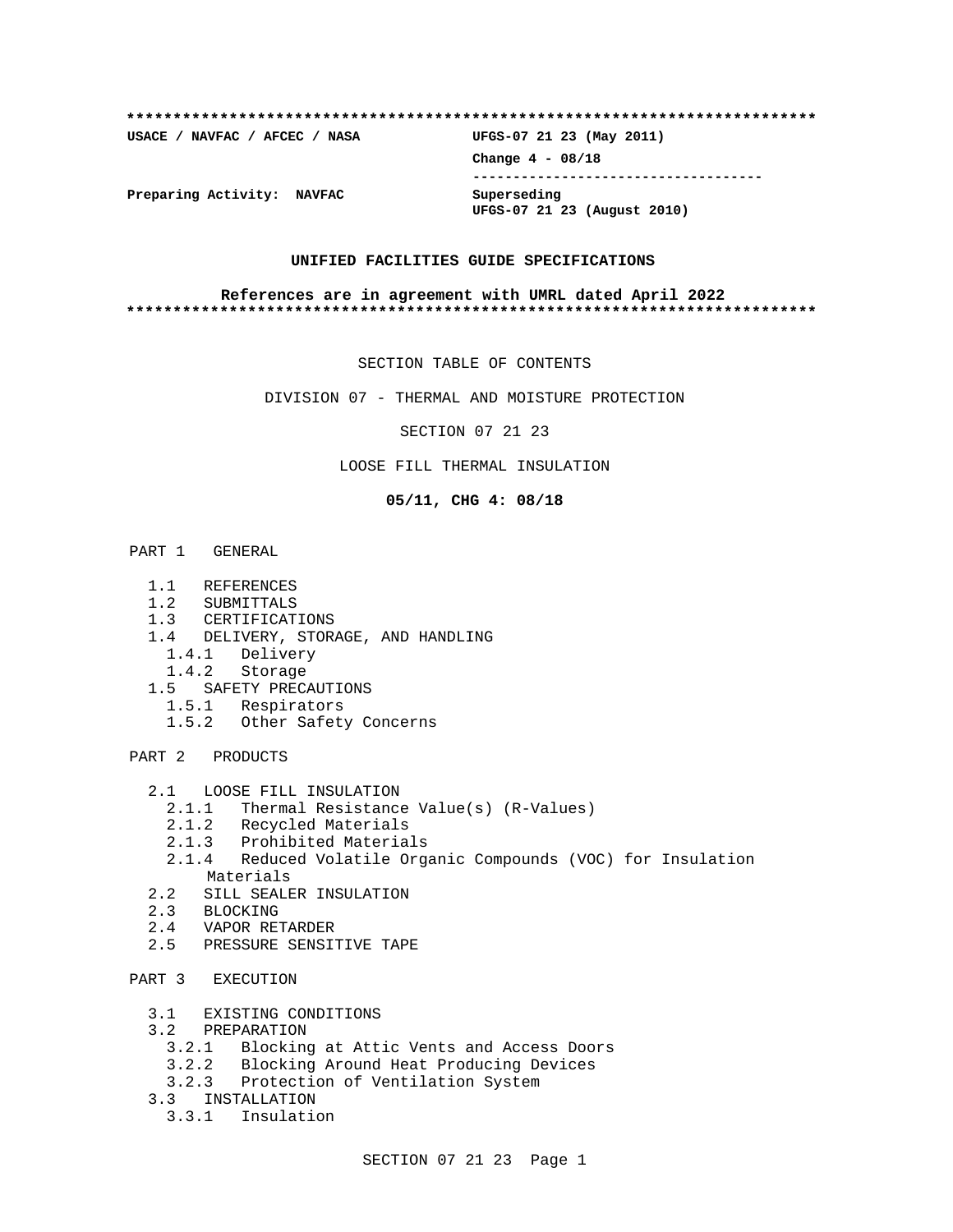**************************************************************************

**USACE / NAVFAC / AFCEC / NASA** **UFGS-07 21 23 (May 2011)**

**Change 4 - 08/18**

-----------------------------------

**Preparing Activity: NAVFAC** **Superseding**
**UFGS-07 21 23 (August 2010)**

**UNIFIED FACILITIES GUIDE SPECIFICATIONS**

**References are in agreement with UMRL dated April 2022**

**************************************************************************

SECTION TABLE OF CONTENTS

DIVISION 07 - THERMAL AND MOISTURE PROTECTION

SECTION 07 21 23

LOOSE FILL THERMAL INSULATION

**05/11, CHG 4: 08/18**

PART 1 GENERAL

- 1.1 REFERENCES
- 1.2 SUBMITTALS
- 1.3 CERTIFICATIONS
- 1.4 DELIVERY, STORAGE, AND HANDLING
  - 1.4.1 Delivery
  - 1.4.2 Storage
- 1.5 SAFETY PRECAUTIONS
  - 1.5.1 Respirators
  - 1.5.2 Other Safety Concerns

PART 2 PRODUCTS

- 2.1 LOOSE FILL INSULATION
  - 2.1.1 Thermal Resistance Value(s) (R-Values)
  - 2.1.2 Recycled Materials
  - 2.1.3 Prohibited Materials
  - 2.1.4 Reduced Volatile Organic Compounds (VOC) for Insulation Materials
- 2.2 SILL SEALER INSULATION
- 2.3 BLOCKING
- 2.4 VAPOR RETARDER
- 2.5 PRESSURE SENSITIVE TAPE

PART 3 EXECUTION

- 3.1 EXISTING CONDITIONS
- 3.2 PREPARATION
  - 3.2.1 Blocking at Attic Vents and Access Doors
  - 3.2.2 Blocking Around Heat Producing Devices
  - 3.2.3 Protection of Ventilation System
- 3.3 INSTALLATION
  - 3.3.1 Insulation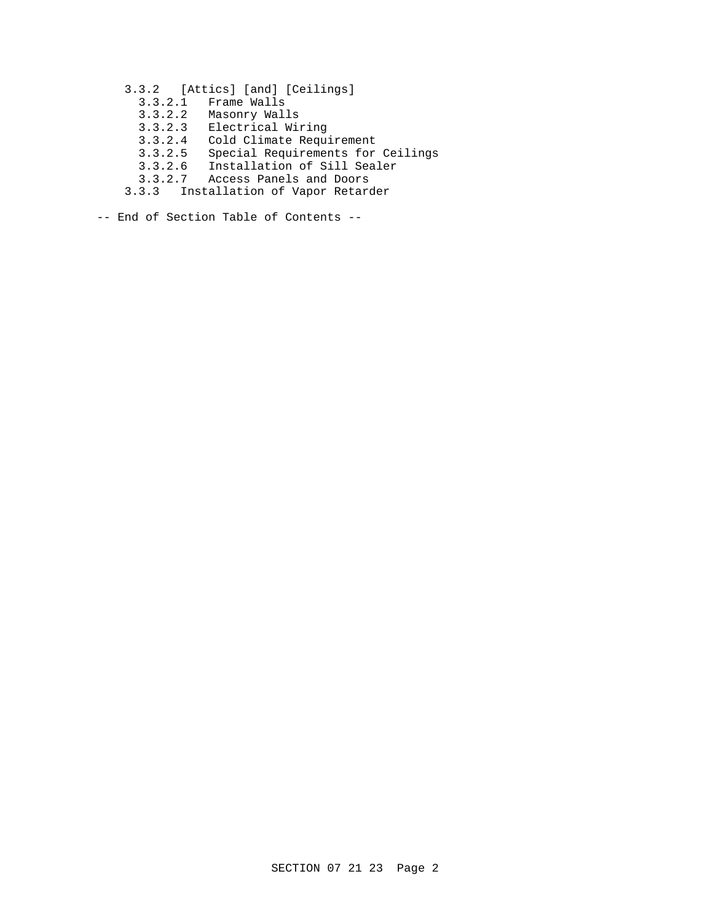3.3.2 [Attics] [and] [Ceilings]
  3.3.2.1 Frame Walls
  3.3.2.2 Masonry Walls
  3.3.2.3 Electrical Wiring
  3.3.2.4 Cold Climate Requirement
  3.3.2.5 Special Requirements for Ceilings
  3.3.2.6 Installation of Sill Sealer
  3.3.2.7 Access Panels and Doors
3.3.3 Installation of Vapor Retarder

-- End of Section Table of Contents --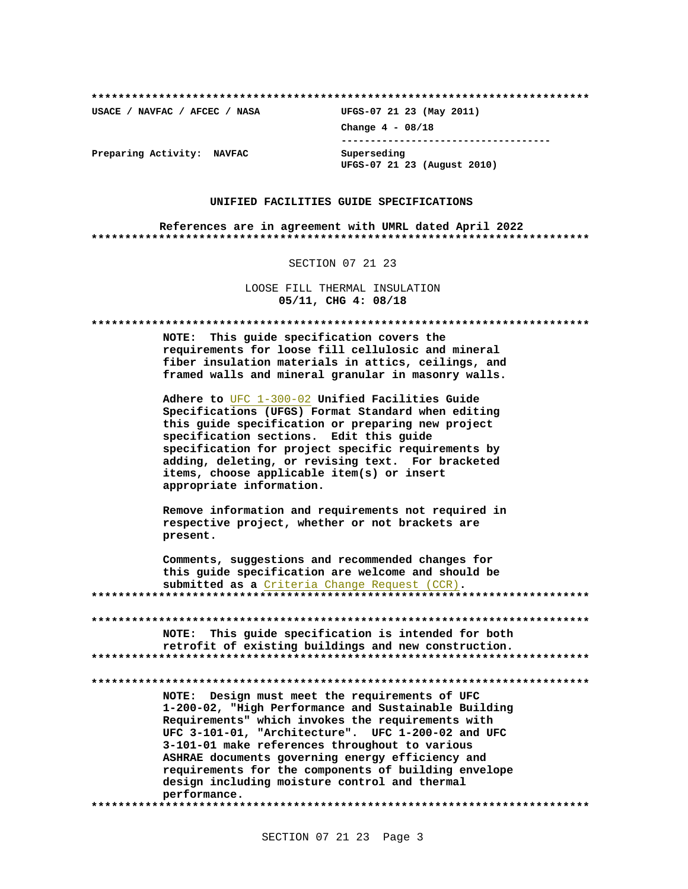**************************************************************************

**USACE / NAVFAC / AFCEC / NASA** **UFGS-07 21 23 (May 2011)**

**Change 4 - 08/18**

------------------------------------

**Preparing Activity: NAVFAC** **Superseding**
**UFGS-07 21 23 (August 2010)**

**UNIFIED FACILITIES GUIDE SPECIFICATIONS**

**References are in agreement with UMRL dated April 2022**

**************************************************************************

SECTION 07 21 23

LOOSE FILL THERMAL INSULATION
**05/11, CHG 4: 08/18**

**************************************************************************

**NOTE: This guide specification covers the requirements for loose fill cellulosic and mineral fiber insulation materials in attics, ceilings, and framed walls and mineral granular in masonry walls.**

**Adhere to UFC 1-300-02 Unified Facilities Guide Specifications (UFGS) Format Standard when editing this guide specification or preparing new project specification sections. Edit this guide specification for project specific requirements by adding, deleting, or revising text. For bracketed items, choose applicable item(s) or insert appropriate information.**

**Remove information and requirements not required in respective project, whether or not brackets are present.**

**Comments, suggestions and recommended changes for this guide specification are welcome and should be submitted as a Criteria Change Request (CCR).**

**************************************************************************

**************************************************************************

**NOTE: This guide specification is intended for both retrofit of existing buildings and new construction.**

**************************************************************************

**************************************************************************

**NOTE: Design must meet the requirements of UFC 1-200-02, "High Performance and Sustainable Building Requirements" which invokes the requirements with UFC 3-101-01, "Architecture". UFC 1-200-02 and UFC 3-101-01 make references throughout to various ASHRAE documents governing energy efficiency and requirements for the components of building envelope design including moisture control and thermal performance.**

**************************************************************************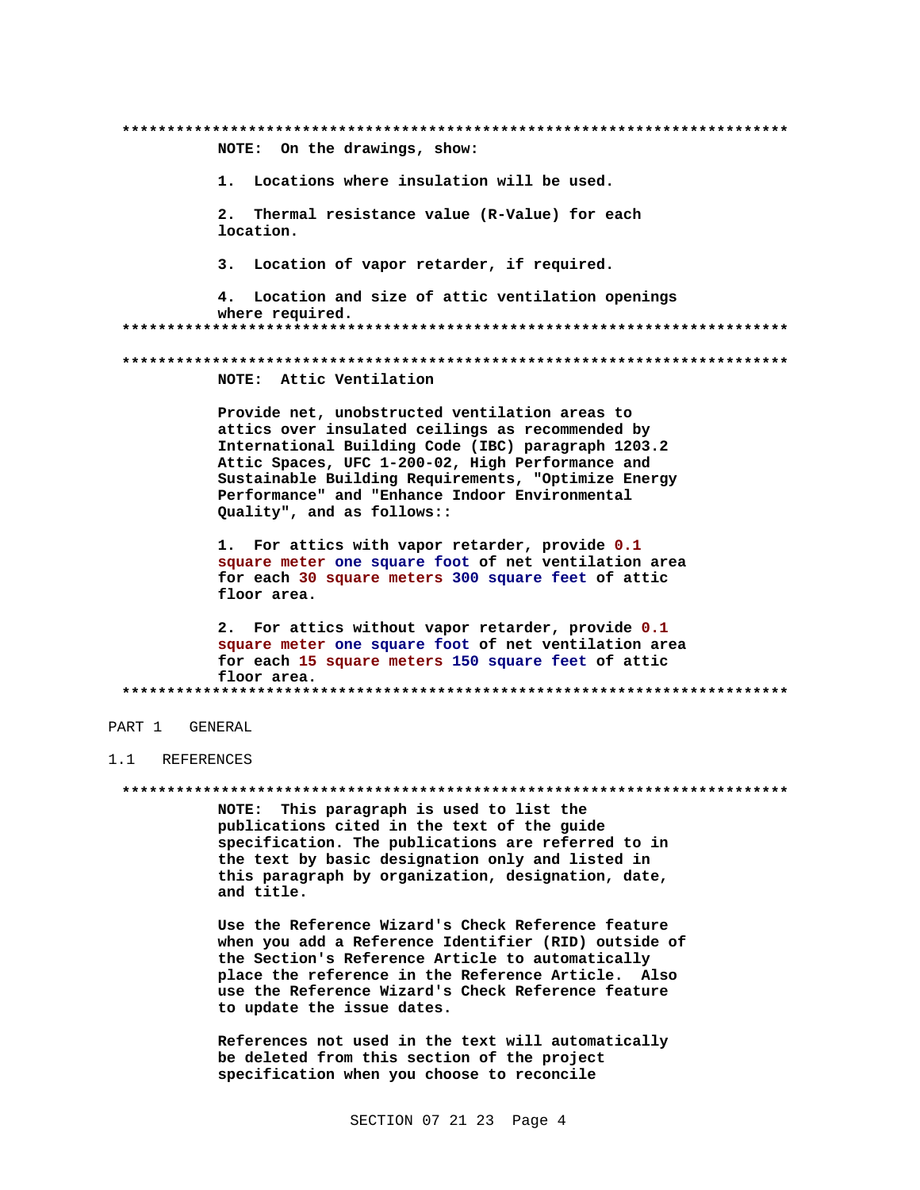**************************************************************************

NOTE: On the drawings, show:

1. Locations where insulation will be used.

2. Thermal resistance value (R-Value) for each location.

3. Location of vapor retarder, if required.

4. Location and size of attic ventilation openings where required.

**************************************************************************

**************************************************************************

NOTE: Attic Ventilation

Provide net, unobstructed ventilation areas to attics over insulated ceilings as recommended by International Building Code (IBC) paragraph 1203.2 Attic Spaces, UFC 1-200-02, High Performance and Sustainable Building Requirements, "Optimize Energy Performance" and "Enhance Indoor Environmental Quality", and as follows::

1. For attics with vapor retarder, provide 0.1 square meter one square foot of net ventilation area for each 30 square meters 300 square feet of attic floor area.

2. For attics without vapor retarder, provide 0.1 square meter one square foot of net ventilation area for each 15 square meters 150 square feet of attic floor area.

**************************************************************************

## PART 1 GENERAL

### 1.1 REFERENCES

**************************************************************************

NOTE: This paragraph is used to list the publications cited in the text of the guide specification. The publications are referred to in the text by basic designation only and listed in this paragraph by organization, designation, date, and title.

Use the Reference Wizard's Check Reference feature when you add a Reference Identifier (RID) outside of the Section's Reference Article to automatically place the reference in the Reference Article. Also use the Reference Wizard's Check Reference feature to update the issue dates.

References not used in the text will automatically be deleted from this section of the project specification when you choose to reconcile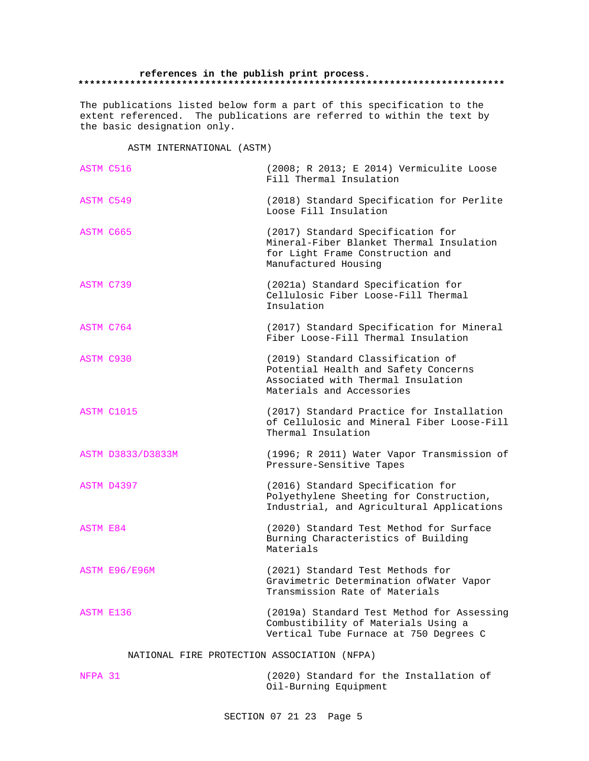**references in the publish print process.**
**************************************************************************

The publications listed below form a part of this specification to the extent referenced. The publications are referred to within the text by the basic designation only.

ASTM INTERNATIONAL (ASTM)

| | |
|---|---|
| ASTM C516 | (2008; R 2013; E 2014) Vermiculite Loose Fill Thermal Insulation |
| ASTM C549 | (2018) Standard Specification for Perlite Loose Fill Insulation |
| ASTM C665 | (2017) Standard Specification for Mineral-Fiber Blanket Thermal Insulation for Light Frame Construction and Manufactured Housing |
| ASTM C739 | (2021a) Standard Specification for Cellulosic Fiber Loose-Fill Thermal Insulation |
| ASTM C764 | (2017) Standard Specification for Mineral Fiber Loose-Fill Thermal Insulation |
| ASTM C930 | (2019) Standard Classification of Potential Health and Safety Concerns Associated with Thermal Insulation Materials and Accessories |
| ASTM C1015 | (2017) Standard Practice for Installation of Cellulosic and Mineral Fiber Loose-Fill Thermal Insulation |
| ASTM D3833/D3833M | (1996; R 2011) Water Vapor Transmission of Pressure-Sensitive Tapes |
| ASTM D4397 | (2016) Standard Specification for Polyethylene Sheeting for Construction, Industrial, and Agricultural Applications |
| ASTM E84 | (2020) Standard Test Method for Surface Burning Characteristics of Building Materials |
| ASTM E96/E96M | (2021) Standard Test Methods for Gravimetric Determination ofWater Vapor Transmission Rate of Materials |
| ASTM E136 | (2019a) Standard Test Method for Assessing Combustibility of Materials Using a Vertical Tube Furnace at 750 Degrees C |

NATIONAL FIRE PROTECTION ASSOCIATION (NFPA)

| | |
|---|---|
| NFPA 31 | (2020) Standard for the Installation of Oil-Burning Equipment |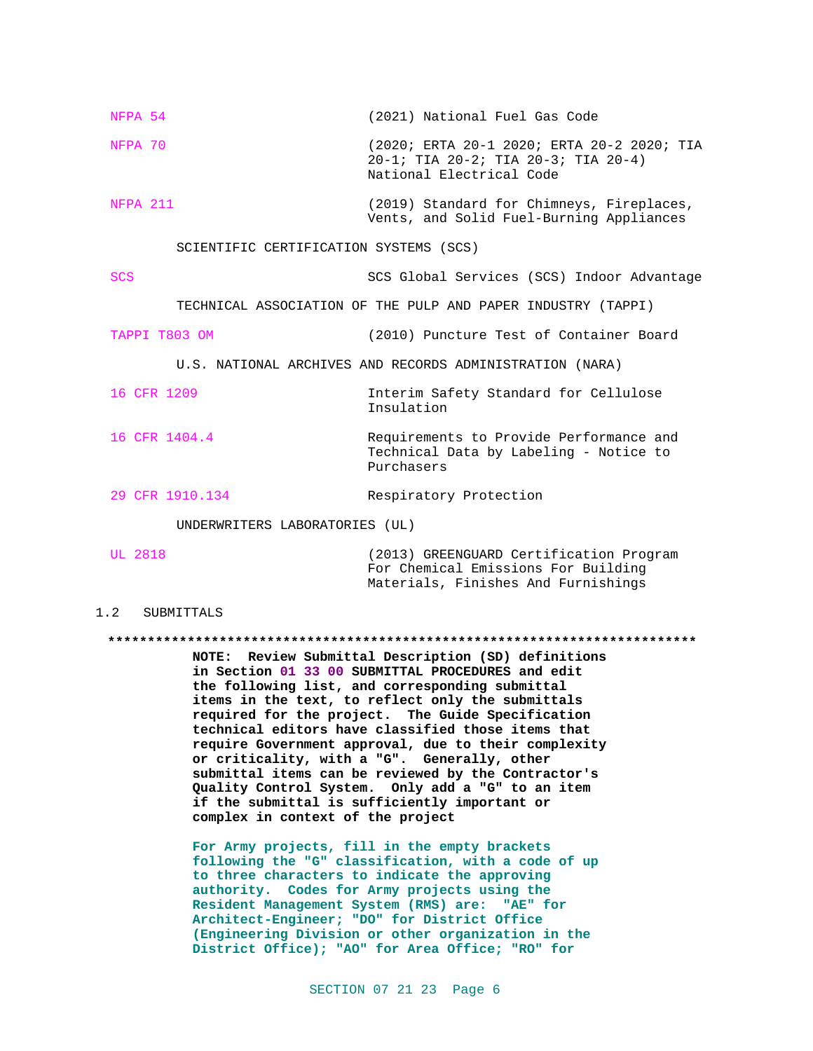| | |
|---|---|
| NFPA 54 | (2021) National Fuel Gas Code |
| NFPA 70 | (2020; ERTA 20-1 2020; ERTA 20-2 2020; TIA 20-1; TIA 20-2; TIA 20-3; TIA 20-4) National Electrical Code |
| NFPA 211 | (2019) Standard for Chimneys, Fireplaces, Vents, and Solid Fuel-Burning Appliances |

SCIENTIFIC CERTIFICATION SYSTEMS (SCS)

| | |
|---|---|
| SCS | SCS Global Services (SCS) Indoor Advantage |

TECHNICAL ASSOCIATION OF THE PULP AND PAPER INDUSTRY (TAPPI)

| | |
|---|---|
| TAPPI T803 OM | (2010) Puncture Test of Container Board |

U.S. NATIONAL ARCHIVES AND RECORDS ADMINISTRATION (NARA)

| | |
|---|---|
| 16 CFR 1209 | Interim Safety Standard for Cellulose Insulation |
| 16 CFR 1404.4 | Requirements to Provide Performance and Technical Data by Labeling - Notice to Purchasers |
| 29 CFR 1910.134 | Respiratory Protection |

UNDERWRITERS LABORATORIES (UL)

| | |
|---|---|
| UL 2818 | (2013) GREENGUARD Certification Program For Chemical Emissions For Building Materials, Finishes And Furnishings |

## 1.2 SUBMITTALS

**************************************************************************

**NOTE: Review Submittal Description (SD) definitions in Section 01 33 00 SUBMITTAL PROCEDURES and edit the following list, and corresponding submittal items in the text, to reflect only the submittals required for the project. The Guide Specification technical editors have classified those items that require Government approval, due to their complexity or criticality, with a "G". Generally, other submittal items can be reviewed by the Contractor's Quality Control System. Only add a "G" to an item if the submittal is sufficiently important or complex in context of the project**

**For Army projects, fill in the empty brackets following the "G" classification, with a code of up to three characters to indicate the approving authority. Codes for Army projects using the Resident Management System (RMS) are: "AE" for Architect-Engineer; "DO" for District Office (Engineering Division or other organization in the District Office); "AO" for Area Office; "RO" for**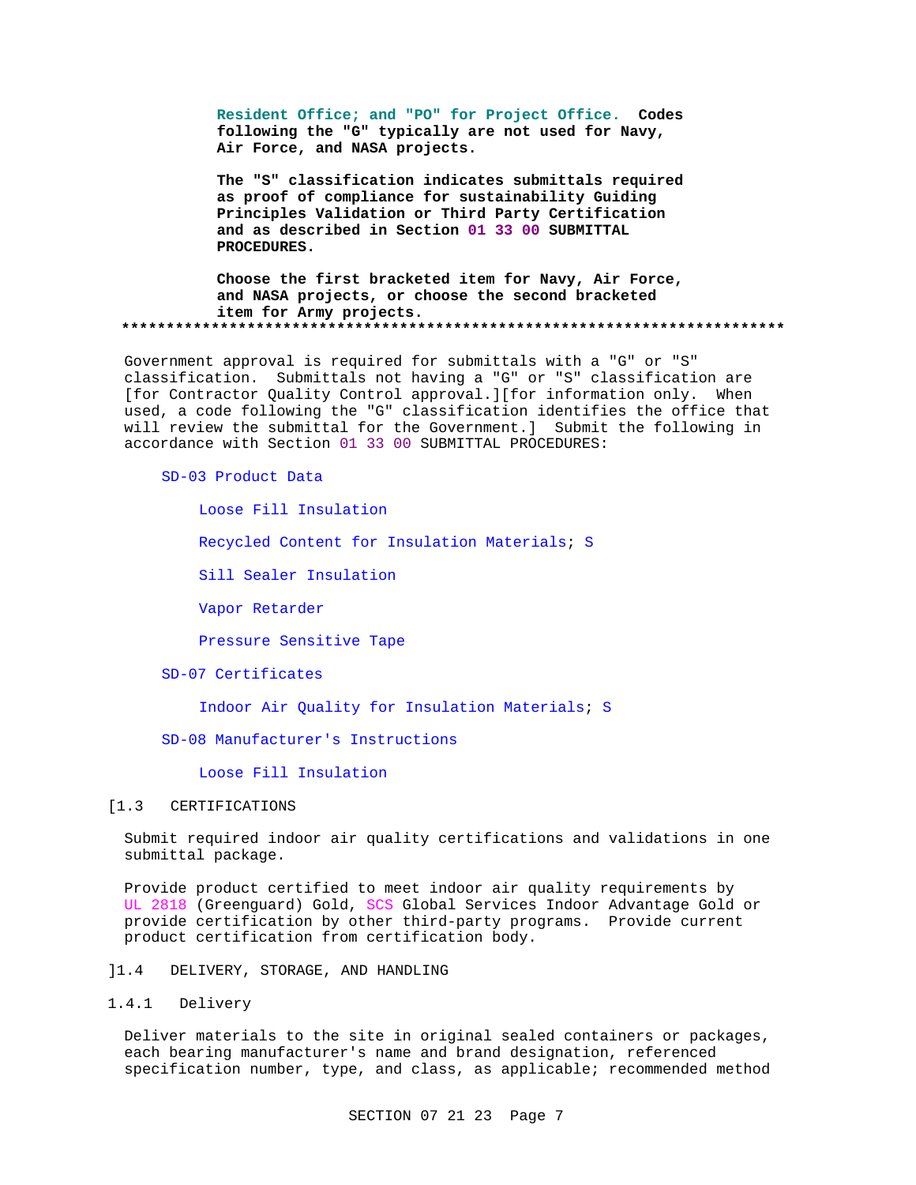**Resident Office; and "PO" for Project Office. Codes following the "G" typically are not used for Navy, Air Force, and NASA projects.**

**The "S" classification indicates submittals required as proof of compliance for sustainability Guiding Principles Validation or Third Party Certification and as described in Section 01 33 00 SUBMITTAL PROCEDURES.**

**Choose the first bracketed item for Navy, Air Force, and NASA projects, or choose the second bracketed item for Army projects.**

**************************************************************************

Government approval is required for submittals with a "G" or "S" classification. Submittals not having a "G" or "S" classification are [for Contractor Quality Control approval.][for information only. When used, a code following the "G" classification identifies the office that will review the submittal for the Government.] Submit the following in accordance with Section 01 33 00 SUBMITTAL PROCEDURES:

SD-03 Product Data

Loose Fill Insulation

Recycled Content for Insulation Materials; S

Sill Sealer Insulation

Vapor Retarder

Pressure Sensitive Tape

SD-07 Certificates

Indoor Air Quality for Insulation Materials; S

SD-08 Manufacturer's Instructions

Loose Fill Insulation

[1.3 CERTIFICATIONS

Submit required indoor air quality certifications and validations in one submittal package.

Provide product certified to meet indoor air quality requirements by UL 2818 (Greenguard) Gold, SCS Global Services Indoor Advantage Gold or provide certification by other third-party programs. Provide current product certification from certification body.

]1.4 DELIVERY, STORAGE, AND HANDLING

1.4.1 Delivery

Deliver materials to the site in original sealed containers or packages, each bearing manufacturer's name and brand designation, referenced specification number, type, and class, as applicable; recommended method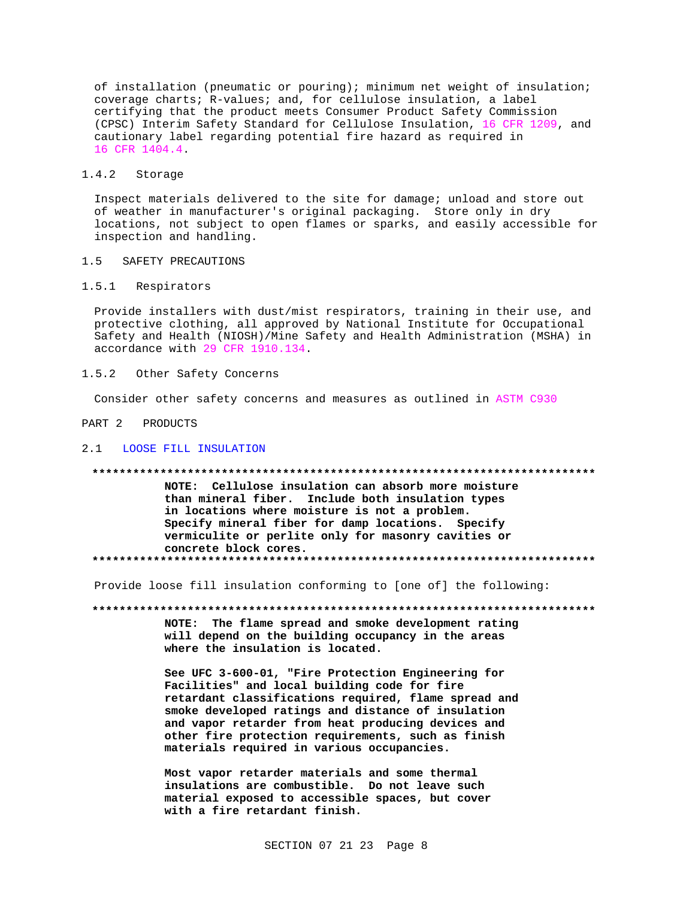of installation (pneumatic or pouring); minimum net weight of insulation; coverage charts; R-values; and, for cellulose insulation, a label certifying that the product meets Consumer Product Safety Commission (CPSC) Interim Safety Standard for Cellulose Insulation, 16 CFR 1209, and cautionary label regarding potential fire hazard as required in 16 CFR 1404.4.

### 1.4.2 Storage

Inspect materials delivered to the site for damage; unload and store out of weather in manufacturer's original packaging. Store only in dry locations, not subject to open flames or sparks, and easily accessible for inspection and handling.

## 1.5 SAFETY PRECAUTIONS

### 1.5.1 Respirators

Provide installers with dust/mist respirators, training in their use, and protective clothing, all approved by National Institute for Occupational Safety and Health (NIOSH)/Mine Safety and Health Administration (MSHA) in accordance with 29 CFR 1910.134.

### 1.5.2 Other Safety Concerns

Consider other safety concerns and measures as outlined in ASTM C930

# PART 2 PRODUCTS

## 2.1 LOOSE FILL INSULATION

**************************************************************************

**NOTE: Cellulose insulation can absorb more moisture than mineral fiber. Include both insulation types in locations where moisture is not a problem. Specify mineral fiber for damp locations. Specify vermiculite or perlite only for masonry cavities or concrete block cores.**

**************************************************************************

Provide loose fill insulation conforming to [one of] the following:

**************************************************************************

**NOTE: The flame spread and smoke development rating will depend on the building occupancy in the areas where the insulation is located.**

**See UFC 3-600-01, "Fire Protection Engineering for Facilities" and local building code for fire retardant classifications required, flame spread and smoke developed ratings and distance of insulation and vapor retarder from heat producing devices and other fire protection requirements, such as finish materials required in various occupancies.**

**Most vapor retarder materials and some thermal insulations are combustible. Do not leave such material exposed to accessible spaces, but cover with a fire retardant finish.**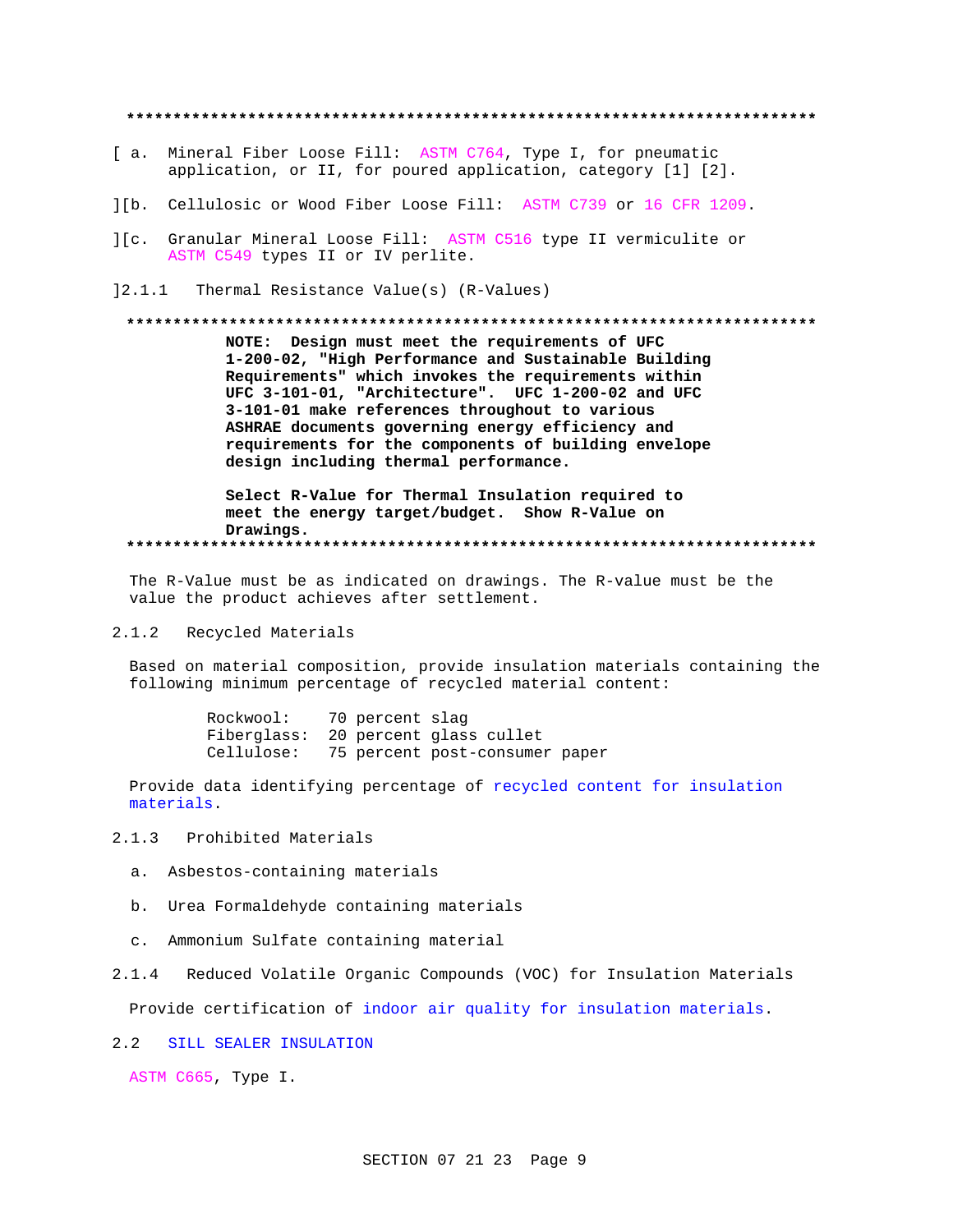**************************************************************************

[ a. Mineral Fiber Loose Fill: ASTM C764, Type I, for pneumatic application, or II, for poured application, category [1] [2].

][b. Cellulosic or Wood Fiber Loose Fill: ASTM C739 or 16 CFR 1209.

][c. Granular Mineral Loose Fill: ASTM C516 type II vermiculite or ASTM C549 types II or IV perlite.

]2.1.1 Thermal Resistance Value(s) (R-Values)

**************************************************************************

**NOTE: Design must meet the requirements of UFC 1-200-02, "High Performance and Sustainable Building Requirements" which invokes the requirements within UFC 3-101-01, "Architecture". UFC 1-200-02 and UFC 3-101-01 make references throughout to various ASHRAE documents governing energy efficiency and requirements for the components of building envelope design including thermal performance.**

**Select R-Value for Thermal Insulation required to meet the energy target/budget. Show R-Value on Drawings.**

**************************************************************************

The R-Value must be as indicated on drawings. The R-value must be the value the product achieves after settlement.

2.1.2 Recycled Materials

Based on material composition, provide insulation materials containing the following minimum percentage of recycled material content:

Rockwool: 70 percent slag
Fiberglass: 20 percent glass cullet
Cellulose: 75 percent post-consumer paper

Provide data identifying percentage of recycled content for insulation materials.

2.1.3 Prohibited Materials

a. Asbestos-containing materials

b. Urea Formaldehyde containing materials

c. Ammonium Sulfate containing material

2.1.4 Reduced Volatile Organic Compounds (VOC) for Insulation Materials

Provide certification of indoor air quality for insulation materials.

2.2 SILL SEALER INSULATION

ASTM C665, Type I.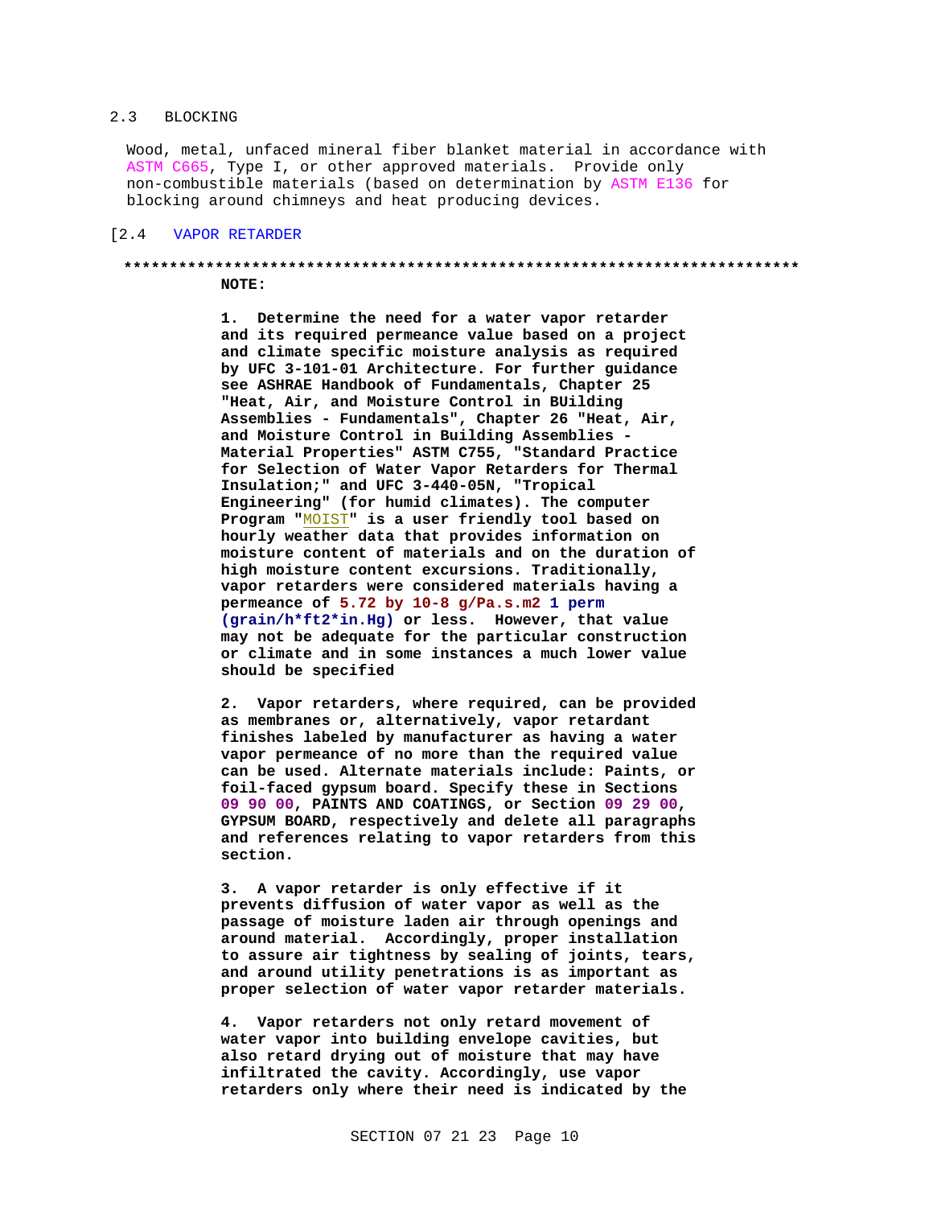## 2.3 BLOCKING

Wood, metal, unfaced mineral fiber blanket material in accordance with ASTM C665, Type I, or other approved materials. Provide only non-combustible materials (based on determination by ASTM E136 for blocking around chimneys and heat producing devices.

## [2.4 VAPOR RETARDER

**************************************************************************

**NOTE:**

**1. Determine the need for a water vapor retarder and its required permeance value based on a project and climate specific moisture analysis as required by UFC 3-101-01 Architecture. For further guidance see ASHRAE Handbook of Fundamentals, Chapter 25 "Heat, Air, and Moisture Control in BUilding Assemblies - Fundamentals", Chapter 26 "Heat, Air, and Moisture Control in Building Assemblies - Material Properties" ASTM C755, "Standard Practice for Selection of Water Vapor Retarders for Thermal Insulation;" and UFC 3-440-05N, "Tropical Engineering" (for humid climates). The computer Program "MOIST" is a user friendly tool based on hourly weather data that provides information on moisture content of materials and on the duration of high moisture content excursions. Traditionally, vapor retarders were considered materials having a permeance of 5.72 by 10-8 g/Pa.s.m2 1 perm (grain/h*ft2*in.Hg) or less. However, that value may not be adequate for the particular construction or climate and in some instances a much lower value should be specified**

**2. Vapor retarders, where required, can be provided as membranes or, alternatively, vapor retardant finishes labeled by manufacturer as having a water vapor permeance of no more than the required value can be used. Alternate materials include: Paints, or foil-faced gypsum board. Specify these in Sections 09 90 00, PAINTS AND COATINGS, or Section 09 29 00, GYPSUM BOARD, respectively and delete all paragraphs and references relating to vapor retarders from this section.**

**3. A vapor retarder is only effective if it prevents diffusion of water vapor as well as the passage of moisture laden air through openings and around material. Accordingly, proper installation to assure air tightness by sealing of joints, tears, and around utility penetrations is as important as proper selection of water vapor retarder materials.**

**4. Vapor retarders not only retard movement of water vapor into building envelope cavities, but also retard drying out of moisture that may have infiltrated the cavity. Accordingly, use vapor retarders only where their need is indicated by the**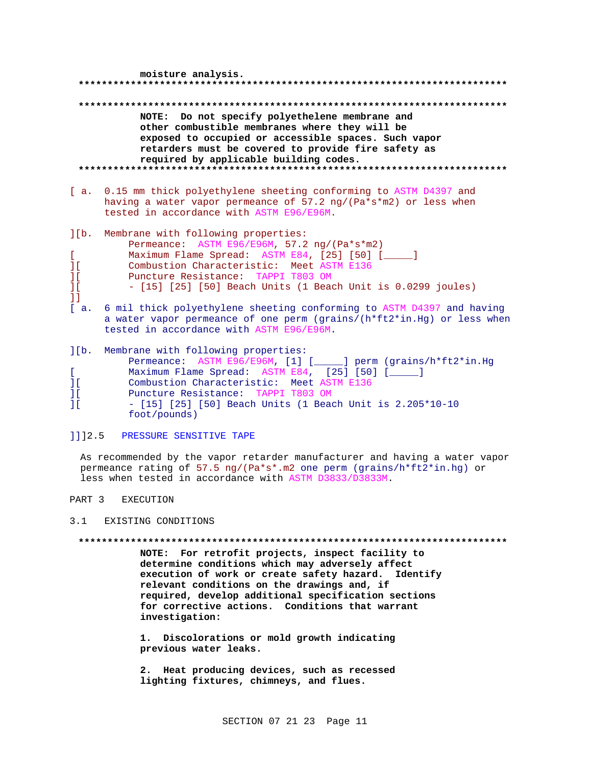moisture analysis.
**************************************************************************

**************************************************************************

**NOTE: Do not specify polyethelene membrane and other combustible membranes where they will be exposed to occupied or accessible spaces. Such vapor retarders must be covered to provide fire safety as required by applicable building codes.**

**************************************************************************

[ a. 0.15 mm thick polyethylene sheeting conforming to ASTM D4397 and having a water vapor permeance of 57.2 ng/(Pa*s*m2) or less when tested in accordance with ASTM E96/E96M.

][b. Membrane with following properties:
Permeance: ASTM E96/E96M, 57.2 ng/(Pa*s*m2)
[ Maximum Flame Spread: ASTM E84, [25] [50] [_____]
][ Combustion Characteristic: Meet ASTM E136
][ Puncture Resistance: TAPPI T803 OM
][ - [15] [25] [50] Beach Units (1 Beach Unit is 0.0299 joules)
]]
[ a. 6 mil thick polyethylene sheeting conforming to ASTM D4397 and having a water vapor permeance of one perm (grains/(h*ft2*in.Hg) or less when tested in accordance with ASTM E96/E96M.

][b. Membrane with following properties:
Permeance: ASTM E96/E96M, [1] [_____] perm (grains/h*ft2*in.Hg
[ Maximum Flame Spread: ASTM E84, [25] [50] [_____]
][ Combustion Characteristic: Meet ASTM E136
][ Puncture Resistance: TAPPI T803 OM
][ - [15] [25] [50] Beach Units (1 Beach Unit is 2.205*10-10 foot/pounds)

]]]2.5 PRESSURE SENSITIVE TAPE

As recommended by the vapor retarder manufacturer and having a water vapor permeance rating of 57.5 ng/(Pa*s*.m2 one perm (grains/h*ft2*in.hg) or less when tested in accordance with ASTM D3833/D3833M.

## PART 3 EXECUTION

### 3.1 EXISTING CONDITIONS

**************************************************************************

**NOTE: For retrofit projects, inspect facility to determine conditions which may adversely affect execution of work or create safety hazard. Identify relevant conditions on the drawings and, if required, develop additional specification sections for corrective actions. Conditions that warrant investigation:**

**1. Discolorations or mold growth indicating previous water leaks.**

**2. Heat producing devices, such as recessed lighting fixtures, chimneys, and flues.**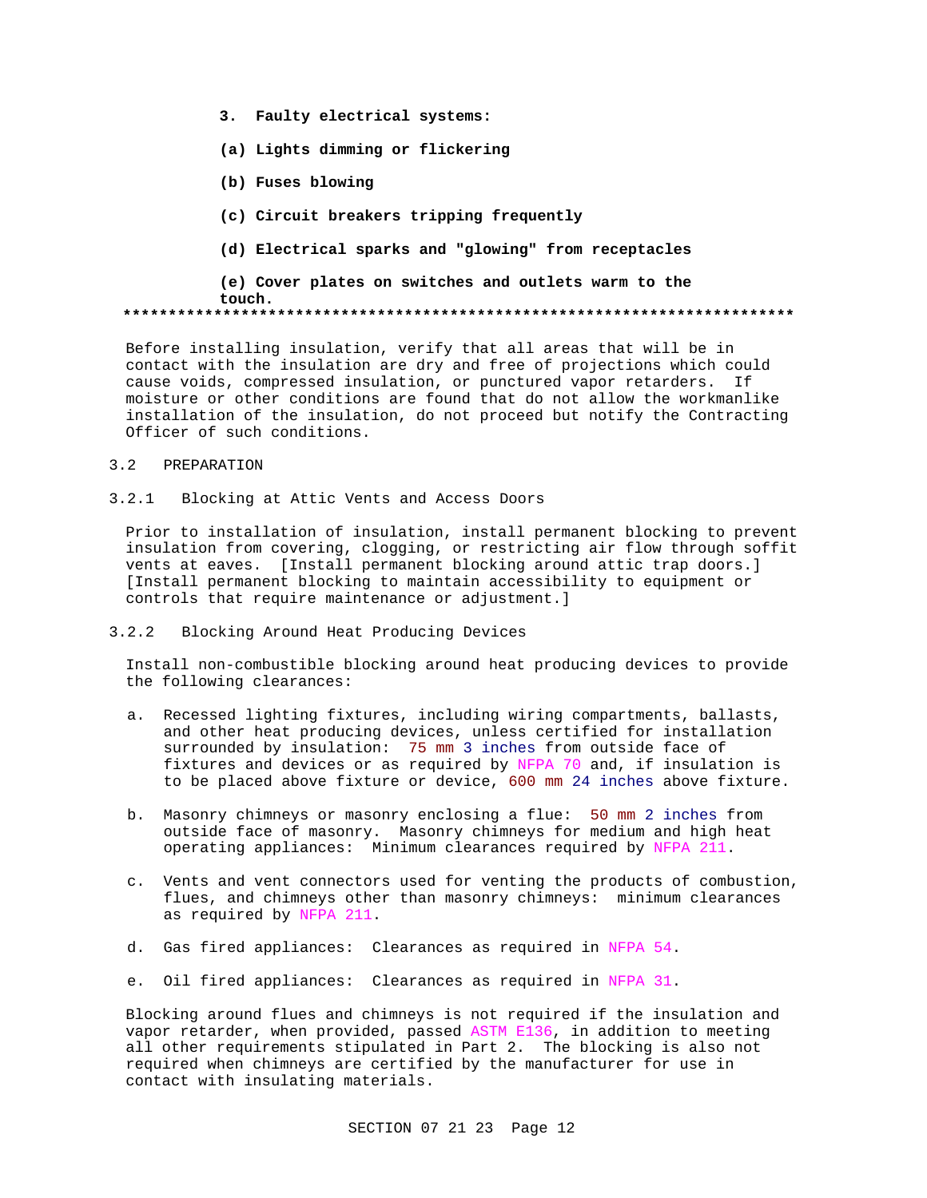**3. Faulty electrical systems:**

**(a) Lights dimming or flickering**

**(b) Fuses blowing**

**(c) Circuit breakers tripping frequently**

**(d) Electrical sparks and "glowing" from receptacles**

**(e) Cover plates on switches and outlets warm to the touch.**

**************************************************************************

Before installing insulation, verify that all areas that will be in contact with the insulation are dry and free of projections which could cause voids, compressed insulation, or punctured vapor retarders. If moisture or other conditions are found that do not allow the workmanlike installation of the insulation, do not proceed but notify the Contracting Officer of such conditions.

## 3.2 PREPARATION

### 3.2.1 Blocking at Attic Vents and Access Doors

Prior to installation of insulation, install permanent blocking to prevent insulation from covering, clogging, or restricting air flow through soffit vents at eaves. [Install permanent blocking around attic trap doors.] [Install permanent blocking to maintain accessibility to equipment or controls that require maintenance or adjustment.]

### 3.2.2 Blocking Around Heat Producing Devices

Install non-combustible blocking around heat producing devices to provide the following clearances:

a. Recessed lighting fixtures, including wiring compartments, ballasts, and other heat producing devices, unless certified for installation surrounded by insulation: 75 mm 3 inches from outside face of fixtures and devices or as required by NFPA 70 and, if insulation is to be placed above fixture or device, 600 mm 24 inches above fixture.

b. Masonry chimneys or masonry enclosing a flue: 50 mm 2 inches from outside face of masonry. Masonry chimneys for medium and high heat operating appliances: Minimum clearances required by NFPA 211.

c. Vents and vent connectors used for venting the products of combustion, flues, and chimneys other than masonry chimneys: minimum clearances as required by NFPA 211.

d. Gas fired appliances: Clearances as required in NFPA 54.

e. Oil fired appliances: Clearances as required in NFPA 31.

Blocking around flues and chimneys is not required if the insulation and vapor retarder, when provided, passed ASTM E136, in addition to meeting all other requirements stipulated in Part 2. The blocking is also not required when chimneys are certified by the manufacturer for use in contact with insulating materials.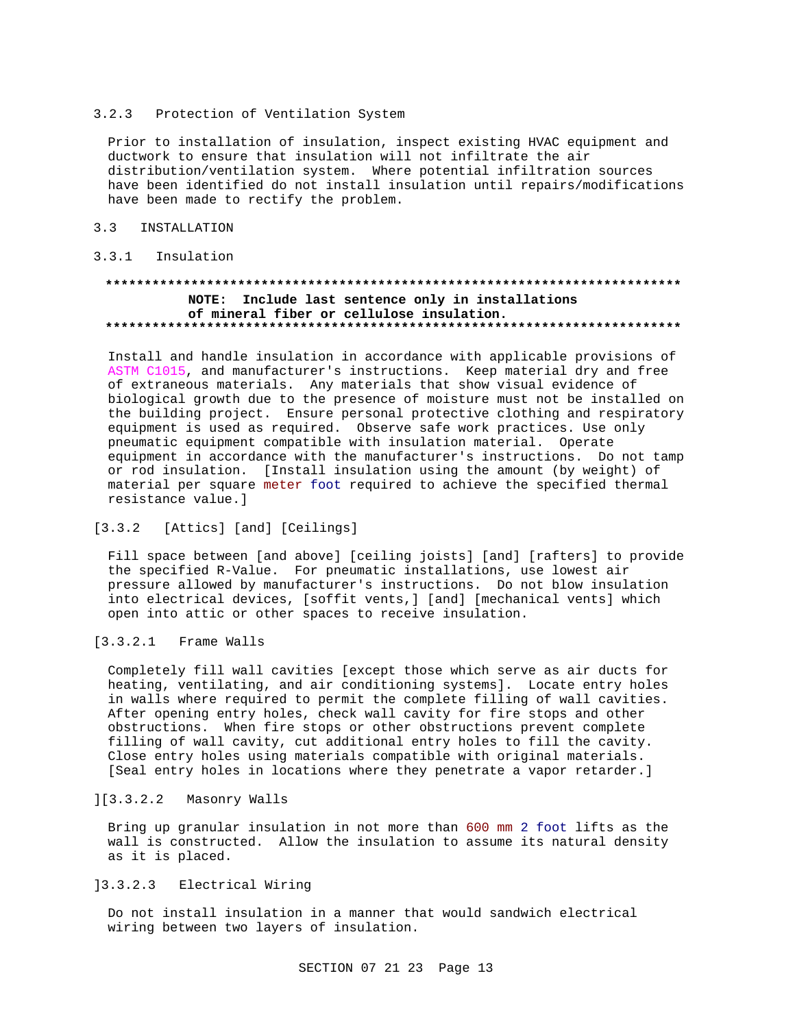3.2.3 Protection of Ventilation System

Prior to installation of insulation, inspect existing HVAC equipment and ductwork to ensure that insulation will not infiltrate the air distribution/ventilation system. Where potential infiltration sources have been identified do not install insulation until repairs/modifications have been made to rectify the problem.

## 3.3 INSTALLATION

### 3.3.1 Insulation

**************************************************************************
**NOTE: Include last sentence only in installations of mineral fiber or cellulose insulation.**
**************************************************************************

Install and handle insulation in accordance with applicable provisions of ASTM C1015, and manufacturer's instructions. Keep material dry and free of extraneous materials. Any materials that show visual evidence of biological growth due to the presence of moisture must not be installed on the building project. Ensure personal protective clothing and respiratory equipment is used as required. Observe safe work practices. Use only pneumatic equipment compatible with insulation material. Operate equipment in accordance with the manufacturer's instructions. Do not tamp or rod insulation. [Install insulation using the amount (by weight) of material per square meter foot required to achieve the specified thermal resistance value.]

[3.3.2 [Attics] [and] [Ceilings]

Fill space between [and above] [ceiling joists] [and] [rafters] to provide the specified R-Value. For pneumatic installations, use lowest air pressure allowed by manufacturer's instructions. Do not blow insulation into electrical devices, [soffit vents,] [and] [mechanical vents] which open into attic or other spaces to receive insulation.

[3.3.2.1 Frame Walls

Completely fill wall cavities [except those which serve as air ducts for heating, ventilating, and air conditioning systems]. Locate entry holes in walls where required to permit the complete filling of wall cavities. After opening entry holes, check wall cavity for fire stops and other obstructions. When fire stops or other obstructions prevent complete filling of wall cavity, cut additional entry holes to fill the cavity. Close entry holes using materials compatible with original materials. [Seal entry holes in locations where they penetrate a vapor retarder.]

][3.3.2.2 Masonry Walls

Bring up granular insulation in not more than 600 mm 2 foot lifts as the wall is constructed. Allow the insulation to assume its natural density as it is placed.

]3.3.2.3 Electrical Wiring

Do not install insulation in a manner that would sandwich electrical wiring between two layers of insulation.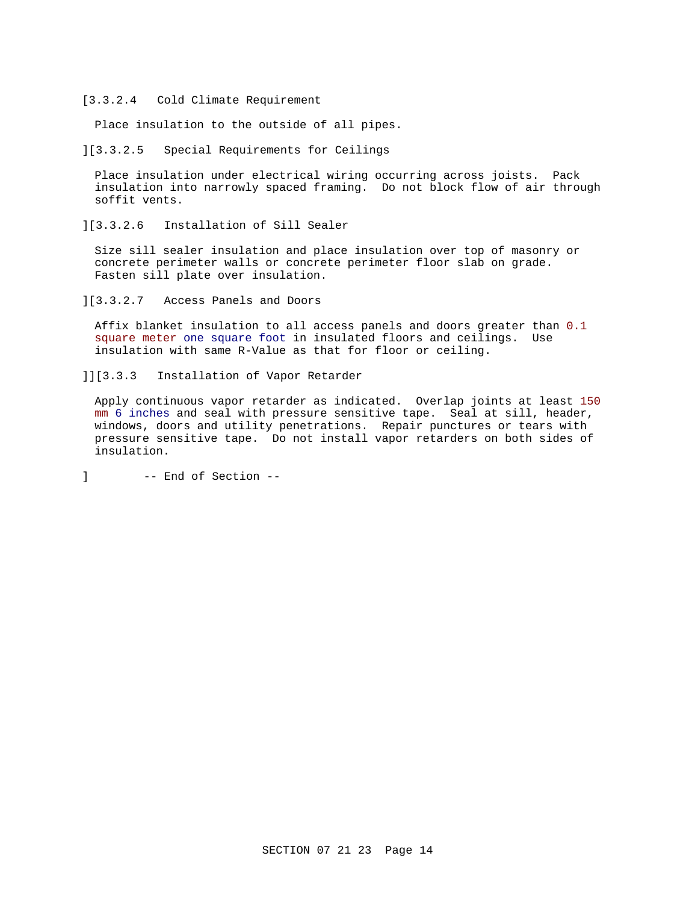[3.3.2.4 Cold Climate Requirement

Place insulation to the outside of all pipes.

][3.3.2.5 Special Requirements for Ceilings

Place insulation under electrical wiring occurring across joists. Pack insulation into narrowly spaced framing. Do not block flow of air through soffit vents.

][3.3.2.6 Installation of Sill Sealer

Size sill sealer insulation and place insulation over top of masonry or concrete perimeter walls or concrete perimeter floor slab on grade. Fasten sill plate over insulation.

][3.3.2.7 Access Panels and Doors

Affix blanket insulation to all access panels and doors greater than 0.1 square meter one square foot in insulated floors and ceilings. Use insulation with same R-Value as that for floor or ceiling.

]][3.3.3 Installation of Vapor Retarder

Apply continuous vapor retarder as indicated. Overlap joints at least 150 mm 6 inches and seal with pressure sensitive tape. Seal at sill, header, windows, doors and utility penetrations. Repair punctures or tears with pressure sensitive tape. Do not install vapor retarders on both sides of insulation.

] -- End of Section --